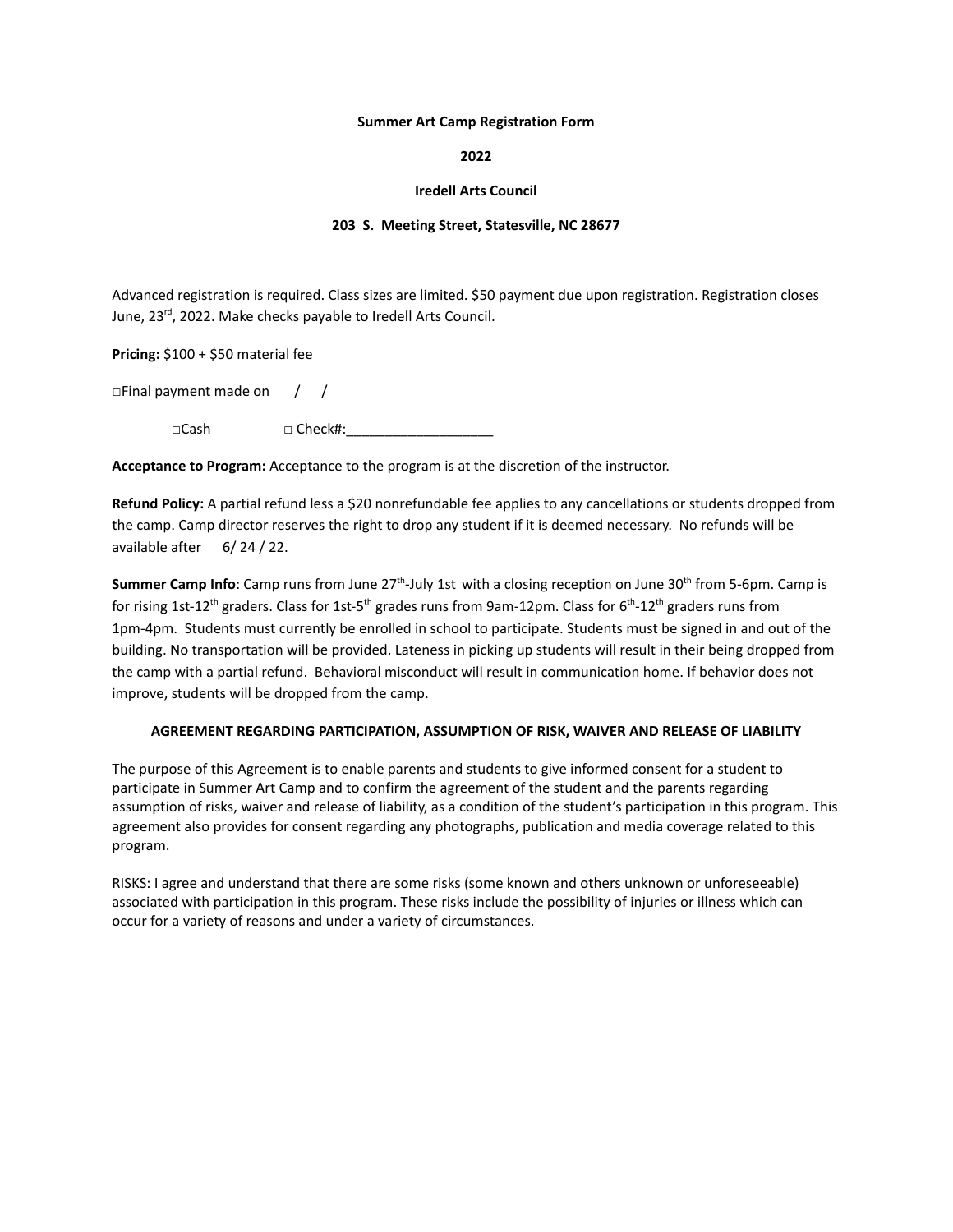**Summer Art Camp Registration Form**

**2022**

**Iredell Arts Council**

**203 S. Meeting Street, Statesville, NC 28677**

Advanced registration is required. Class sizes are limited. $50 payment due upon registration. Registration closes June, 23rd, 2022. Make checks payable to Iredell Arts Council.

**Pricing:** $100 + $50 material fee

□Final payment made on / /

□Cash □ Check#:___________________

**Acceptance to Program:** Acceptance to the program is at the discretion of the instructor.

**Refund Policy:** A partial refund less a $20 nonrefundable fee applies to any cancellations or students dropped from the camp. Camp director reserves the right to drop any student if it is deemed necessary. No refunds will be available after 6/ 24 / 22.

**Summer Camp Info**: Camp runs from June 27th-July 1st with a closing reception on June 30th from 5-6pm. Camp is for rising 1st-12th graders. Class for 1st-5th grades runs from 9am-12pm. Class for 6th-12th graders runs from 1pm-4pm. Students must currently be enrolled in school to participate. Students must be signed in and out of the building. No transportation will be provided. Lateness in picking up students will result in their being dropped from the camp with a partial refund. Behavioral misconduct will result in communication home. If behavior does not improve, students will be dropped from the camp.

**AGREEMENT REGARDING PARTICIPATION, ASSUMPTION OF RISK, WAIVER AND RELEASE OF LIABILITY**

The purpose of this Agreement is to enable parents and students to give informed consent for a student to participate in Summer Art Camp and to confirm the agreement of the student and the parents regarding assumption of risks, waiver and release of liability, as a condition of the student's participation in this program. This agreement also provides for consent regarding any photographs, publication and media coverage related to this program.

RISKS: I agree and understand that there are some risks (some known and others unknown or unforeseeable) associated with participation in this program. These risks include the possibility of injuries or illness which can occur for a variety of reasons and under a variety of circumstances.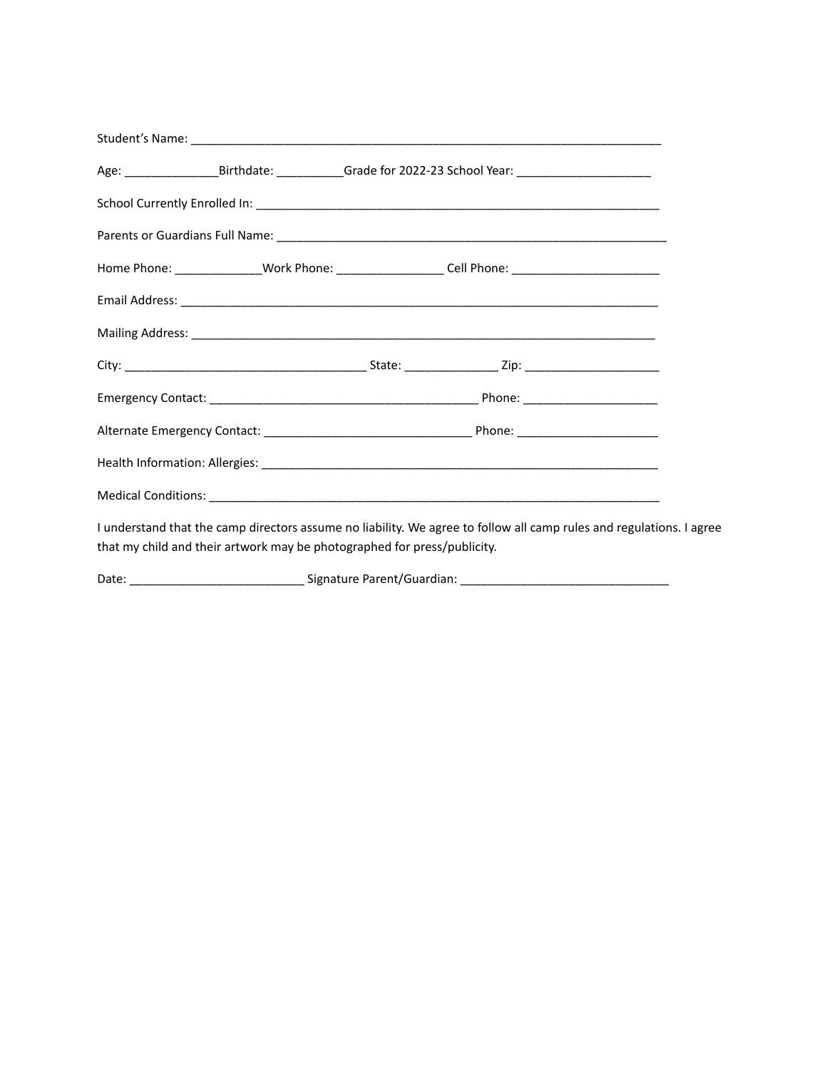Student's Name: ___________________________________________________________________________

Age: ______________Birthdate: __________Grade for 2022-23 School Year: ____________________

School Currently Enrolled In: ________________________________________________________________

Parents or Guardians Full Name: ______________________________________________________________

Home Phone: _____________Work Phone: ________________ Cell Phone: ______________________

Email Address: _________________________________________________________________________

Mailing Address: _______________________________________________________________________

City: ____________________________________ State: ______________ Zip: ____________________

Emergency Contact: ________________________________________ Phone: ____________________

Alternate Emergency Contact: _______________________________ Phone: _____________________

Health Information: Allergies: ________________________________________________________________

Medical Conditions: ______________________________________________________________________

I understand that the camp directors assume no liability. We agree to follow all camp rules and regulations. I agree that my child and their artwork may be photographed for press/publicity.

Date: __________________________ Signature Parent/Guardian: _______________________________